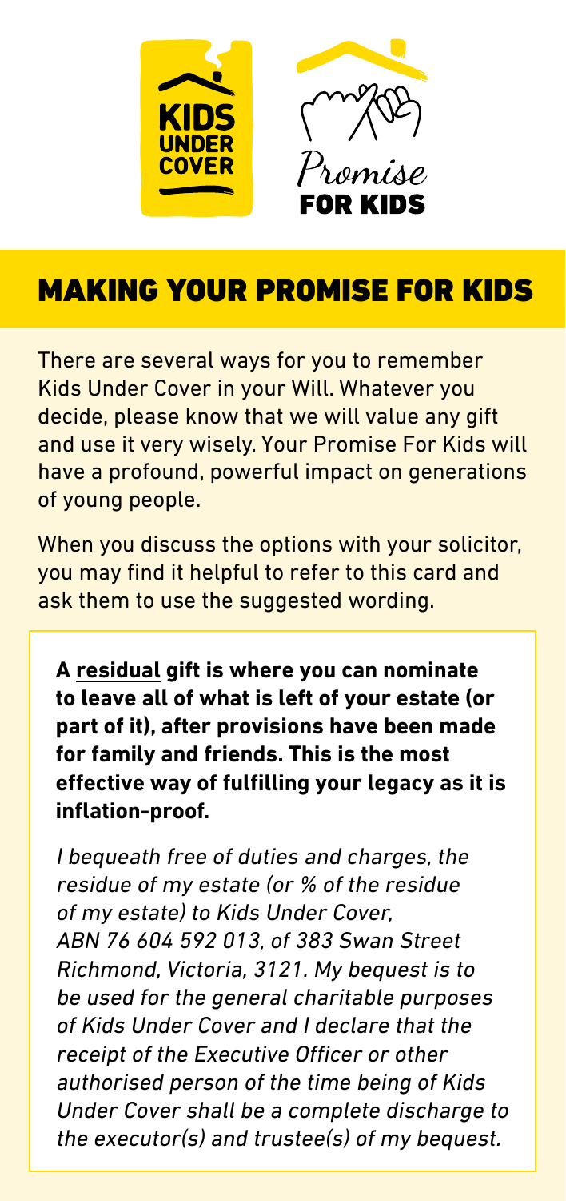KIDS UNDER COVER

Promise FOR KIDS

# MAKING YOUR PROMISE FOR KIDS

There are several ways for you to remember Kids Under Cover in your Will. Whatever you decide, please know that we will value any gift and use it very wisely. Your Promise For Kids will have a profound, powerful impact on generations of young people.

When you discuss the options with your solicitor, you may find it helpful to refer to this card and ask them to use the suggested wording.

**A <u>residual</u> gift is where you can nominate to leave all of what is left of your estate (or part of it), after provisions have been made for family and friends. This is the most effective way of fulfilling your legacy as it is inflation-proof.**

*I bequeath free of duties and charges, the residue of my estate (or % of the residue of my estate) to Kids Under Cover, ABN 76 604 592 013, of 383 Swan Street Richmond, Victoria, 3121. My bequest is to be used for the general charitable purposes of Kids Under Cover and I declare that the receipt of the Executive Officer or other authorised person of the time being of Kids Under Cover shall be a complete discharge to the executor(s) and trustee(s) of my bequest.*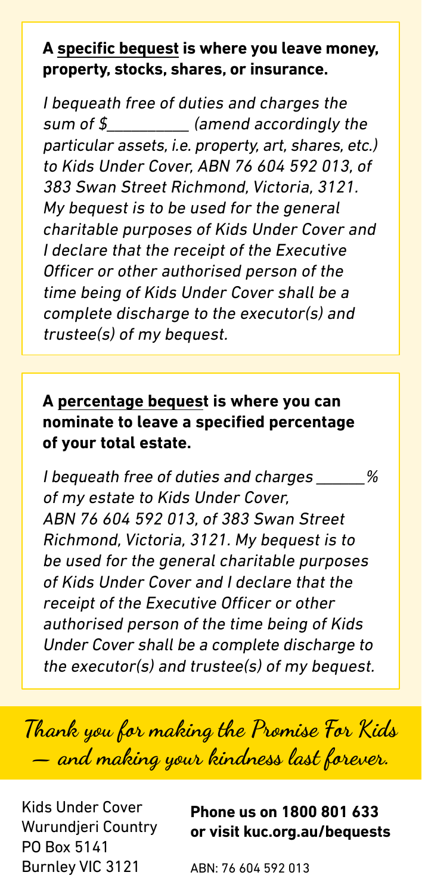**A <u>specific bequest</u> is where you leave money, property, stocks, shares, or insurance.**

*I bequeath free of duties and charges the sum of $__________ (amend accordingly the particular assets, i.e. property, art, shares, etc.) to Kids Under Cover, ABN 76 604 592 013, of 383 Swan Street Richmond, Victoria, 3121. My bequest is to be used for the general charitable purposes of Kids Under Cover and I declare that the receipt of the Executive Officer or other authorised person of the time being of Kids Under Cover shall be a complete discharge to the executor(s) and trustee(s) of my bequest.*

**A <u>percentage bequest</u> is where you can nominate to leave a specified percentage of your total estate.**

*I bequeath free of duties and charges ______% of my estate to Kids Under Cover, ABN 76 604 592 013, of 383 Swan Street Richmond, Victoria, 3121. My bequest is to be used for the general charitable purposes of Kids Under Cover and I declare that the receipt of the Executive Officer or other authorised person of the time being of Kids Under Cover shall be a complete discharge to the executor(s) and trustee(s) of my bequest.*

Thank you for making the Promise For Kids – and making your kindness last forever.

Kids Under Cover
Wurundjeri Country
PO Box 5141
Burnley VIC 3121

**Phone us on 1800 801 633 or visit kuc.org.au/bequests**

ABN: 76 604 592 013